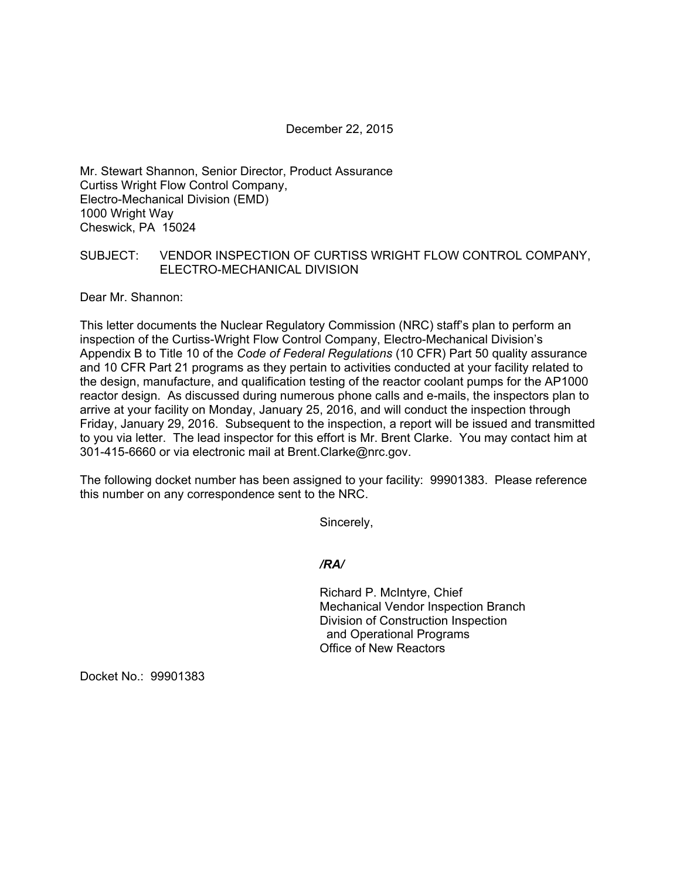December 22, 2015

Mr. Stewart Shannon, Senior Director, Product Assurance
Curtiss Wright Flow Control Company,
Electro-Mechanical Division (EMD)
1000 Wright Way
Cheswick, PA 15024

SUBJECT: VENDOR INSPECTION OF CURTISS WRIGHT FLOW CONTROL COMPANY, ELECTRO-MECHANICAL DIVISION

Dear Mr. Shannon:

This letter documents the Nuclear Regulatory Commission (NRC) staff's plan to perform an inspection of the Curtiss-Wright Flow Control Company, Electro-Mechanical Division's Appendix B to Title 10 of the *Code of Federal Regulations* (10 CFR) Part 50 quality assurance and 10 CFR Part 21 programs as they pertain to activities conducted at your facility related to the design, manufacture, and qualification testing of the reactor coolant pumps for the AP1000 reactor design. As discussed during numerous phone calls and e-mails, the inspectors plan to arrive at your facility on Monday, January 25, 2016, and will conduct the inspection through Friday, January 29, 2016. Subsequent to the inspection, a report will be issued and transmitted to you via letter. The lead inspector for this effort is Mr. Brent Clarke. You may contact him at 301-415-6660 or via electronic mail at Brent.Clarke@nrc.gov.

The following docket number has been assigned to your facility: 99901383. Please reference this number on any correspondence sent to the NRC.

Sincerely,

***/RA/***

Richard P. McIntyre, Chief
Mechanical Vendor Inspection Branch
Division of Construction Inspection
and Operational Programs
Office of New Reactors

Docket No.: 99901383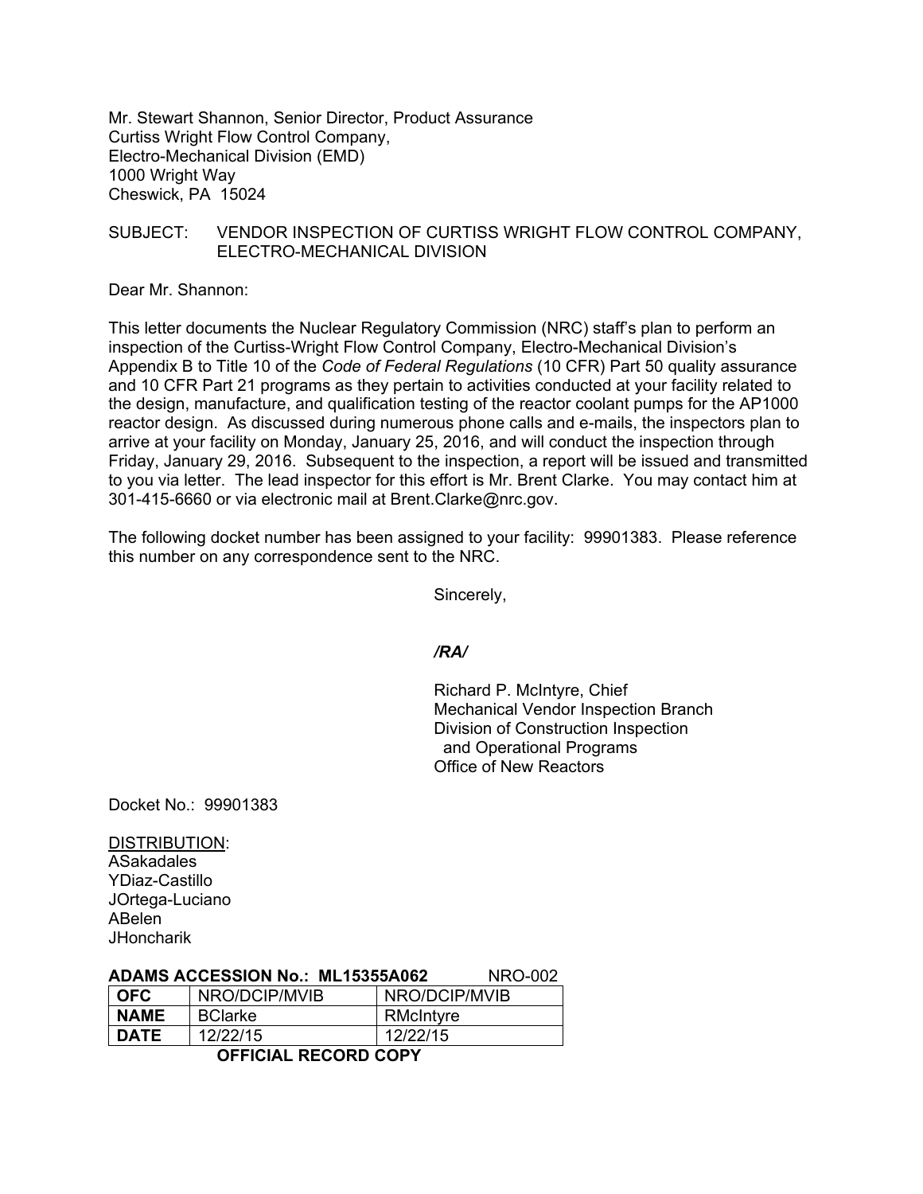Mr. Stewart Shannon, Senior Director, Product Assurance
Curtiss Wright Flow Control Company,
Electro-Mechanical Division (EMD)
1000 Wright Way
Cheswick, PA 15024

SUBJECT: VENDOR INSPECTION OF CURTISS WRIGHT FLOW CONTROL COMPANY, ELECTRO-MECHANICAL DIVISION

Dear Mr. Shannon:

This letter documents the Nuclear Regulatory Commission (NRC) staff's plan to perform an inspection of the Curtiss-Wright Flow Control Company, Electro-Mechanical Division's Appendix B to Title 10 of the *Code of Federal Regulations* (10 CFR) Part 50 quality assurance and 10 CFR Part 21 programs as they pertain to activities conducted at your facility related to the design, manufacture, and qualification testing of the reactor coolant pumps for the AP1000 reactor design. As discussed during numerous phone calls and e-mails, the inspectors plan to arrive at your facility on Monday, January 25, 2016, and will conduct the inspection through Friday, January 29, 2016. Subsequent to the inspection, a report will be issued and transmitted to you via letter. The lead inspector for this effort is Mr. Brent Clarke. You may contact him at 301-415-6660 or via electronic mail at Brent.Clarke@nrc.gov.

The following docket number has been assigned to your facility: 99901383. Please reference this number on any correspondence sent to the NRC.

Sincerely,

*/RA/*

Richard P. McIntyre, Chief
Mechanical Vendor Inspection Branch
Division of Construction Inspection
and Operational Programs
Office of New Reactors

Docket No.: 99901383

DISTRIBUTION:
ASakadales
YDiaz-Castillo
JOrtega-Luciano
ABelen
JHoncharik

**ADAMS ACCESSION No.: ML15355A062** NRO-002

| | | |
|---|---|---|
| **OFC** | NRO/DCIP/MVIB | NRO/DCIP/MVIB |
| **NAME** | BClarke | RMcIntyre |
| **DATE** | 12/22/15 | 12/22/15 |

**OFFICIAL RECORD COPY**